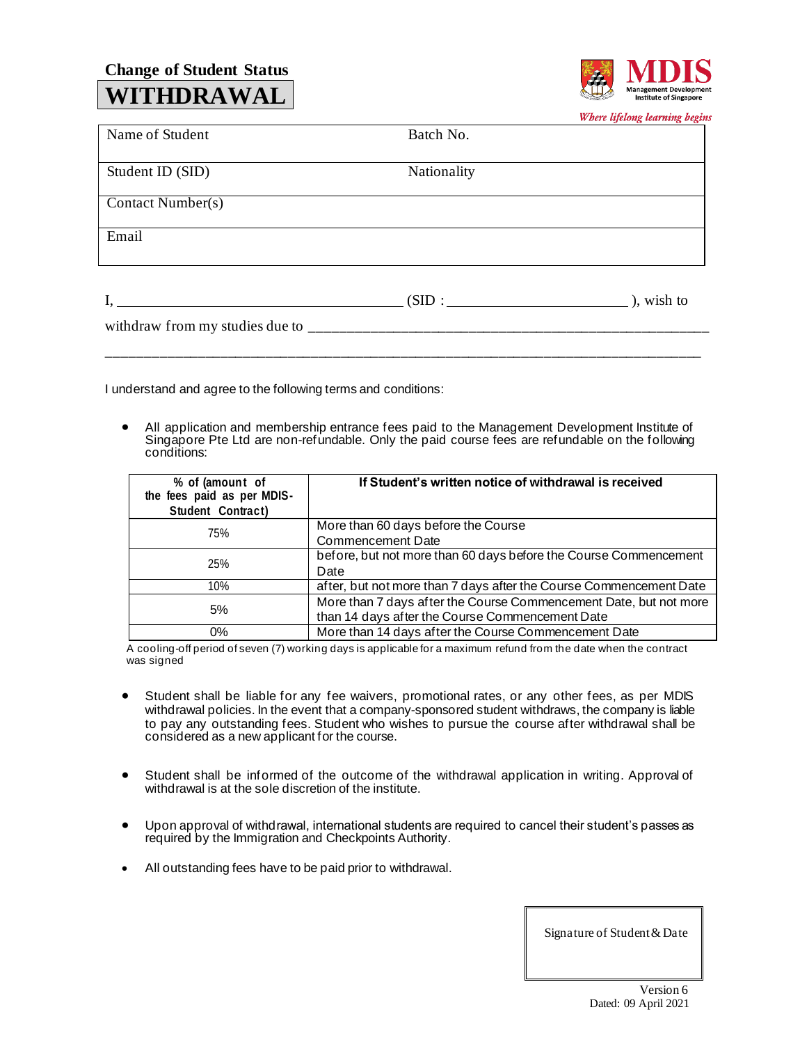Change of Student Status

# WITHDRAWAL

MDIS Management Development Institute of Singapore

*Where lifelong learning begins*

| Name of Student | Batch No. |
|---|---|
| Student ID (SID) | Nationality |
| Contact Number(s) | |
| Email | |

I, ______________________________________ (SID : ________________________ ), wish to withdraw from my studies due to ________________________________________________________

___________________________________________________________________________________

I understand and agree to the following terms and conditions:

- All application and membership entrance fees paid to the Management Development Institute of Singapore Pte Ltd are non-refundable. Only the paid course fees are refundable on the following conditions:

| % of (amount of the fees paid as per MDIS-Student Contract) | If Student's written notice of withdrawal is received |
|---|---|
| 75% | More than 60 days before the Course Commencement Date |
| 25% | before, but not more than 60 days before the Course Commencement Date |
| 10% | after, but not more than 7 days after the Course Commencement Date |
| 5% | More than 7 days after the Course Commencement Date, but not more than 14 days after the Course Commencement Date |
| 0% | More than 14 days after the Course Commencement Date |

A cooling-off period of seven (7) working days is applicable for a maximum refund from the date when the contract was signed

- Student shall be liable for any fee waivers, promotional rates, or any other fees, as per MDIS withdrawal policies. In the event that a company-sponsored student withdraws, the company is liable to pay any outstanding fees. Student who wishes to pursue the course after withdrawal shall be considered as a new applicant for the course.

- Student shall be informed of the outcome of the withdrawal application in writing. Approval of withdrawal is at the sole discretion of the institute.

- Upon approval of withdrawal, international students are required to cancel their student's passes as required by the Immigration and Checkpoints Authority.

- All outstanding fees have to be paid prior to withdrawal.

| Signature of Student & Date |
|---|
| |

Version 6
Dated: 09 April 2021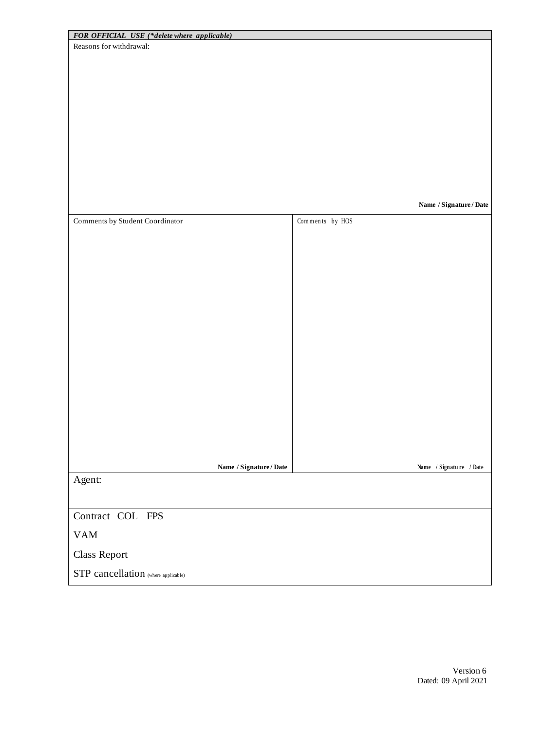***FOR OFFICIAL USE (*delete where applicable)***

Reasons for withdrawal:

**Name / Signature / Date**

| Comments by Student Coordinator | Comments by HOS |
|---|---|
| **Name / Signature / Date** | **Name / Signature / Date** |

Agent:

Contract COL FPS

VAM

Class Report

STP cancellation (where applicable)

Version 6
Dated: 09 April 2021